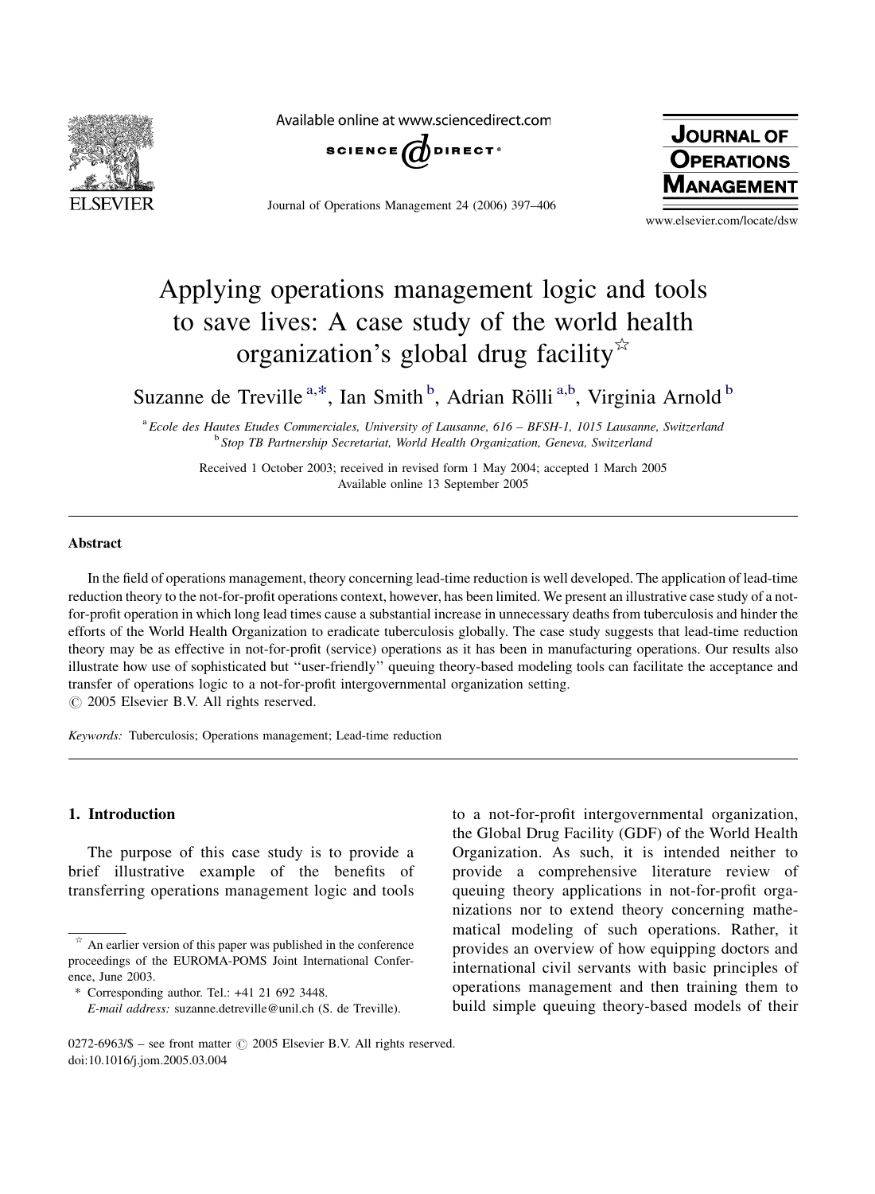# Applying operations management logic and tools to save lives: A case study of the world health organization's global drug facility ☆

Suzanne de Treville [a,*], Ian Smith [b], Adrian Rölli [a,b], Virginia Arnold [b]

[a] *Ecole des Hautes Etudes Commerciales, University of Lausanne, 616 – BFSH-1, 1015 Lausanne, Switzerland*
[b] *Stop TB Partnership Secretariat, World Health Organization, Geneva, Switzerland*

Received 1 October 2003; received in revised form 1 May 2004; accepted 1 March 2005
Available online 13 September 2005

## Abstract

In the field of operations management, theory concerning lead-time reduction is well developed. The application of lead-time reduction theory to the not-for-profit operations context, however, has been limited. We present an illustrative case study of a not-for-profit operation in which long lead times cause a substantial increase in unnecessary deaths from tuberculosis and hinder the efforts of the World Health Organization to eradicate tuberculosis globally. The case study suggests that lead-time reduction theory may be as effective in not-for-profit (service) operations as it has been in manufacturing operations. Our results also illustrate how use of sophisticated but "user-friendly" queuing theory-based modeling tools can facilitate the acceptance and transfer of operations logic to a not-for-profit intergovernmental organization setting.
© 2005 Elsevier B.V. All rights reserved.

*Keywords:* Tuberculosis; Operations management; Lead-time reduction

## 1. Introduction

The purpose of this case study is to provide a brief illustrative example of the benefits of transferring operations management logic and tools to a not-for-profit intergovernmental organization, the Global Drug Facility (GDF) of the World Health Organization. As such, it is intended neither to provide a comprehensive literature review of queuing theory applications in not-for-profit organizations nor to extend theory concerning mathematical modeling of such operations. Rather, it provides an overview of how equipping doctors and international civil servants with basic principles of operations management and then training them to build simple queuing theory-based models of their

☆ An earlier version of this paper was published in the conference proceedings of the EUROMA-POMS Joint International Conference, June 2003.

\* Corresponding author. Tel.: +41 21 692 3448.
*E-mail address:* suzanne.detreville@unil.ch (S. de Treville).

0272-6963/$ – see front matter © 2005 Elsevier B.V. All rights reserved.
doi:10.1016/j.jom.2005.03.004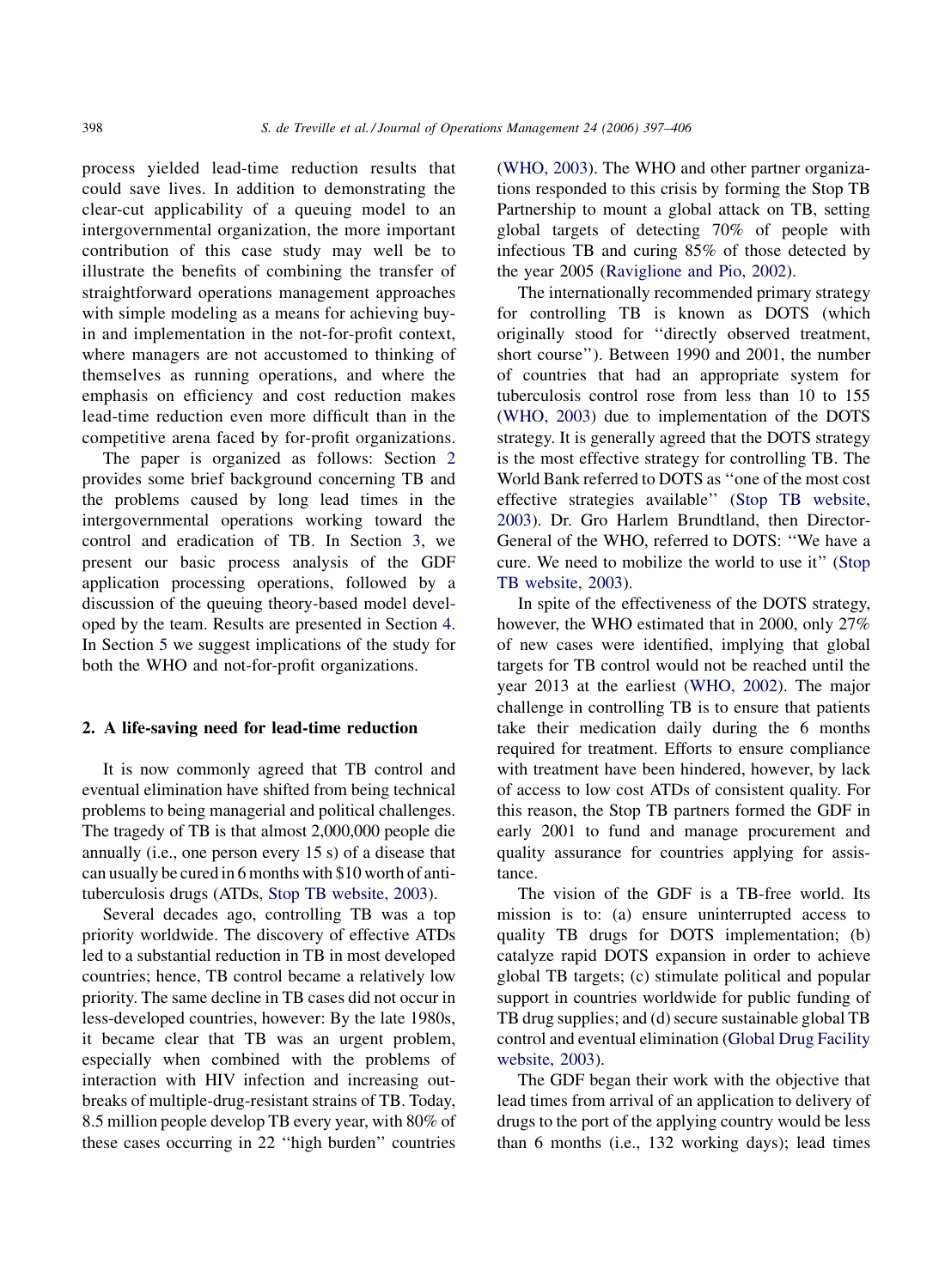process yielded lead-time reduction results that could save lives. In addition to demonstrating the clear-cut applicability of a queuing model to an intergovernmental organization, the more important contribution of this case study may well be to illustrate the benefits of combining the transfer of straightforward operations management approaches with simple modeling as a means for achieving buy-in and implementation in the not-for-profit context, where managers are not accustomed to thinking of themselves as running operations, and where the emphasis on efficiency and cost reduction makes lead-time reduction even more difficult than in the competitive arena faced by for-profit organizations.

The paper is organized as follows: Section 2 provides some brief background concerning TB and the problems caused by long lead times in the intergovernmental operations working toward the control and eradication of TB. In Section 3, we present our basic process analysis of the GDF application processing operations, followed by a discussion of the queuing theory-based model developed by the team. Results are presented in Section 4. In Section 5 we suggest implications of the study for both the WHO and not-for-profit organizations.

## 2. A life-saving need for lead-time reduction

It is now commonly agreed that TB control and eventual elimination have shifted from being technical problems to being managerial and political challenges. The tragedy of TB is that almost 2,000,000 people die annually (i.e., one person every 15 s) of a disease that can usually be cured in 6 months with $10 worth of anti-tuberculosis drugs (ATDs, Stop TB website, 2003).

Several decades ago, controlling TB was a top priority worldwide. The discovery of effective ATDs led to a substantial reduction in TB in most developed countries; hence, TB control became a relatively low priority. The same decline in TB cases did not occur in less-developed countries, however: By the late 1980s, it became clear that TB was an urgent problem, especially when combined with the problems of interaction with HIV infection and increasing outbreaks of multiple-drug-resistant strains of TB. Today, 8.5 million people develop TB every year, with 80% of these cases occurring in 22 "high burden" countries (WHO, 2003). The WHO and other partner organizations responded to this crisis by forming the Stop TB Partnership to mount a global attack on TB, setting global targets of detecting 70% of people with infectious TB and curing 85% of those detected by the year 2005 (Raviglione and Pio, 2002).

The internationally recommended primary strategy for controlling TB is known as DOTS (which originally stood for "directly observed treatment, short course"). Between 1990 and 2001, the number of countries that had an appropriate system for tuberculosis control rose from less than 10 to 155 (WHO, 2003) due to implementation of the DOTS strategy. It is generally agreed that the DOTS strategy is the most effective strategy for controlling TB. The World Bank referred to DOTS as "one of the most cost effective strategies available" (Stop TB website, 2003). Dr. Gro Harlem Brundtland, then Director-General of the WHO, referred to DOTS: "We have a cure. We need to mobilize the world to use it" (Stop TB website, 2003).

In spite of the effectiveness of the DOTS strategy, however, the WHO estimated that in 2000, only 27% of new cases were identified, implying that global targets for TB control would not be reached until the year 2013 at the earliest (WHO, 2002). The major challenge in controlling TB is to ensure that patients take their medication daily during the 6 months required for treatment. Efforts to ensure compliance with treatment have been hindered, however, by lack of access to low cost ATDs of consistent quality. For this reason, the Stop TB partners formed the GDF in early 2001 to fund and manage procurement and quality assurance for countries applying for assistance.

The vision of the GDF is a TB-free world. Its mission is to: (a) ensure uninterrupted access to quality TB drugs for DOTS implementation; (b) catalyze rapid DOTS expansion in order to achieve global TB targets; (c) stimulate political and popular support in countries worldwide for public funding of TB drug supplies; and (d) secure sustainable global TB control and eventual elimination (Global Drug Facility website, 2003).

The GDF began their work with the objective that lead times from arrival of an application to delivery of drugs to the port of the applying country would be less than 6 months (i.e., 132 working days); lead times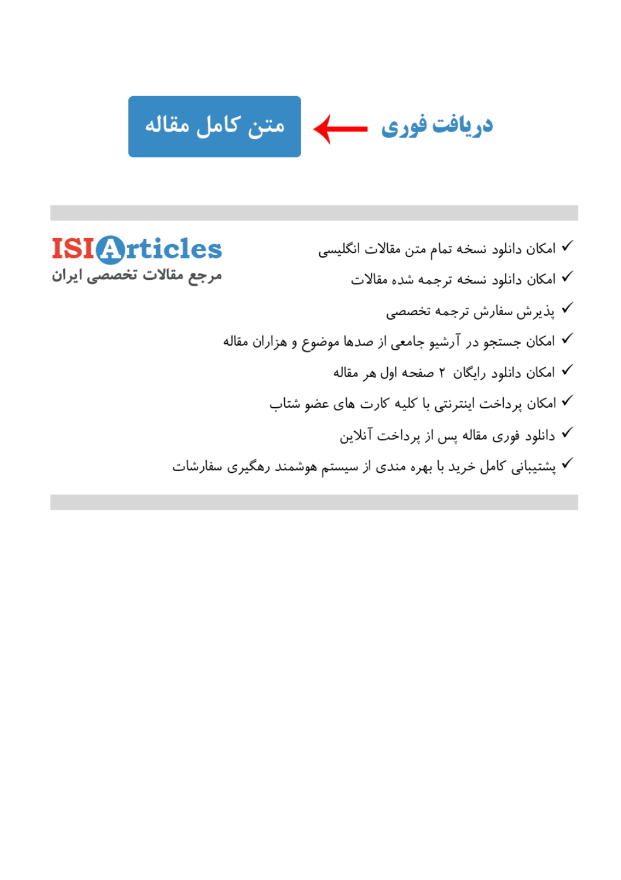**دریافت فوری** ← **متن کامل مقاله**

**ISIArticles**
مرجع مقالات تخصصی ایران

- ✓ امکان دانلود نسخه تمام متن مقالات انگلیسی
- ✓ امکان دانلود نسخه ترجمه شده مقالات
- ✓ پذیرش سفارش ترجمه تخصصی
- ✓ امکان جستجو در آرشیو جامعی از صدها موضوع و هزاران مقاله
- ✓ امکان دانلود رایگان ۲ صفحه اول هر مقاله
- ✓ امکان پرداخت اینترنتی با کلیه کارت های عضو شتاب
- ✓ دانلود فوری مقاله پس از پرداخت آنلاین
- ✓ پشتیبانی کامل خرید با بهره مندی از سیستم هوشمند رهگیری سفارشات